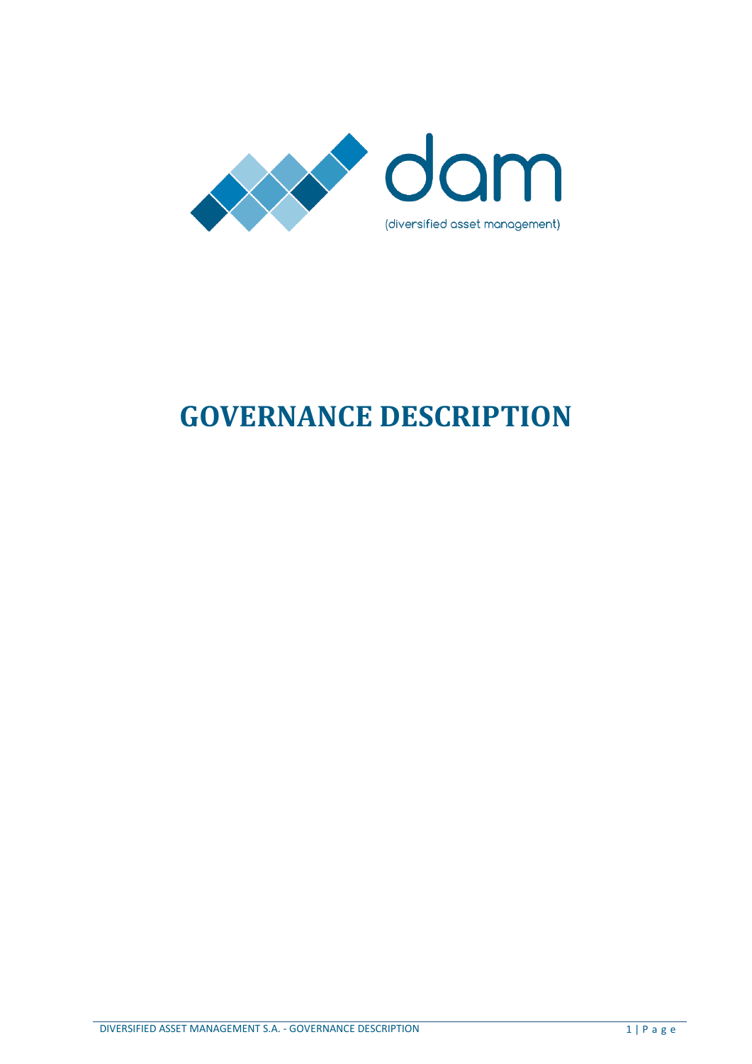dam

(diversified asset management)

# GOVERNANCE DESCRIPTION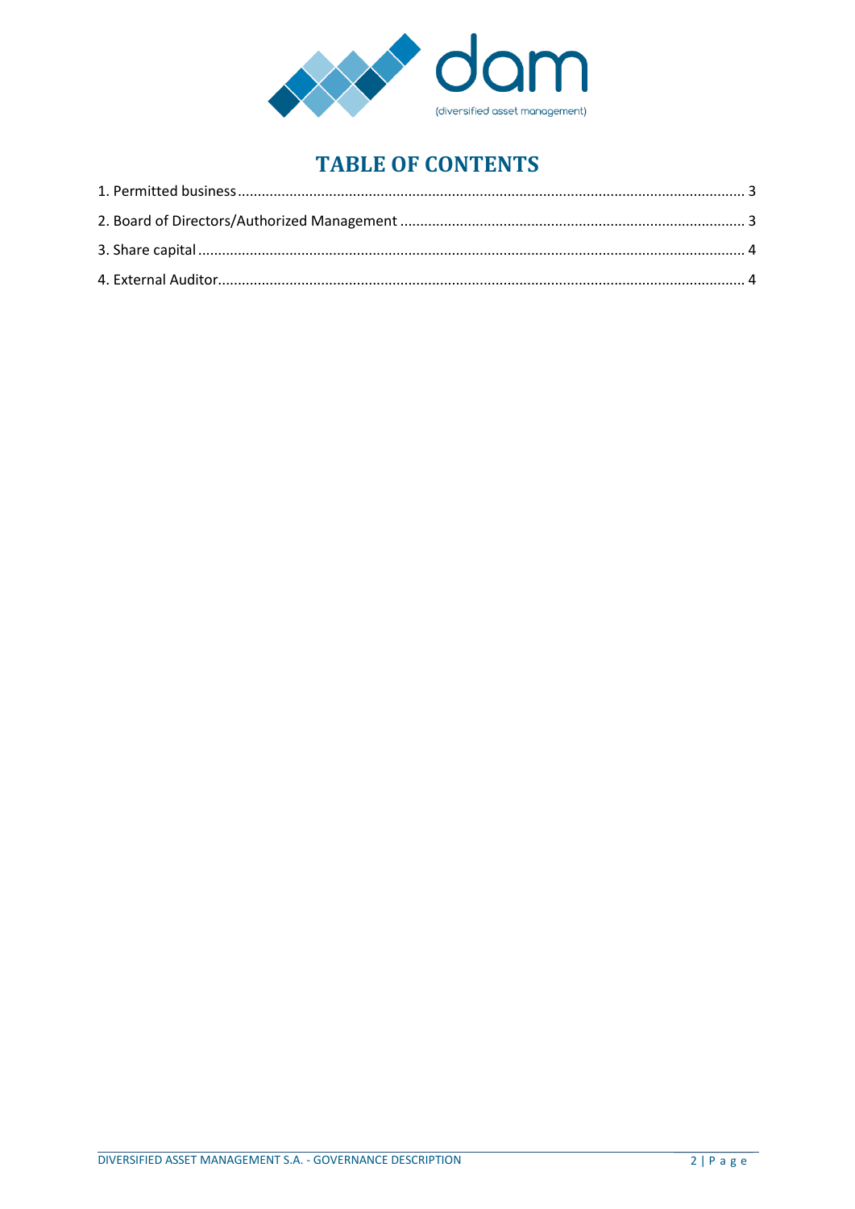# TABLE OF CONTENTS

1. Permitted business ........ 3
2. Board of Directors/Authorized Management ........ 3
3. Share capital ........ 4
4. External Auditor ........ 4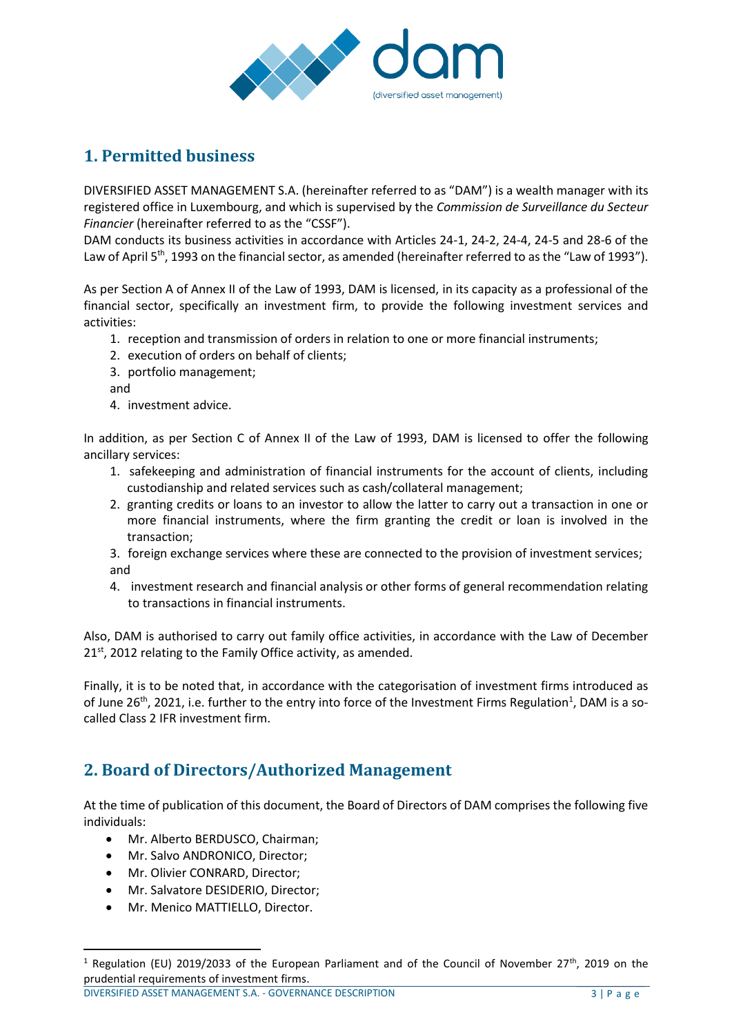## 1. Permitted business

DIVERSIFIED ASSET MANAGEMENT S.A. (hereinafter referred to as "DAM") is a wealth manager with its registered office in Luxembourg, and which is supervised by the *Commission de Surveillance du Secteur Financier* (hereinafter referred to as the "CSSF").

DAM conducts its business activities in accordance with Articles 24-1, 24-2, 24-4, 24-5 and 28-6 of the Law of April 5th, 1993 on the financial sector, as amended (hereinafter referred to as the "Law of 1993").

As per Section A of Annex II of the Law of 1993, DAM is licensed, in its capacity as a professional of the financial sector, specifically an investment firm, to provide the following investment services and activities:

1. reception and transmission of orders in relation to one or more financial instruments;
2. execution of orders on behalf of clients;
3. portfolio management;

   and
4. investment advice.

In addition, as per Section C of Annex II of the Law of 1993, DAM is licensed to offer the following ancillary services:

1. safekeeping and administration of financial instruments for the account of clients, including custodianship and related services such as cash/collateral management;
2. granting credits or loans to an investor to allow the latter to carry out a transaction in one or more financial instruments, where the firm granting the credit or loan is involved in the transaction;
3. foreign exchange services where these are connected to the provision of investment services;

   and
4. investment research and financial analysis or other forms of general recommendation relating to transactions in financial instruments.

Also, DAM is authorised to carry out family office activities, in accordance with the Law of December 21st, 2012 relating to the Family Office activity, as amended.

Finally, it is to be noted that, in accordance with the categorisation of investment firms introduced as of June 26th, 2021, i.e. further to the entry into force of the Investment Firms Regulation[1], DAM is a so-called Class 2 IFR investment firm.

## 2. Board of Directors/Authorized Management

At the time of publication of this document, the Board of Directors of DAM comprises the following five individuals:

- Mr. Alberto BERDUSCO, Chairman;
- Mr. Salvo ANDRONICO, Director;
- Mr. Olivier CONRARD, Director;
- Mr. Salvatore DESIDERIO, Director;
- Mr. Menico MATTIELLO, Director.

[1] Regulation (EU) 2019/2033 of the European Parliament and of the Council of November 27th, 2019 on the prudential requirements of investment firms.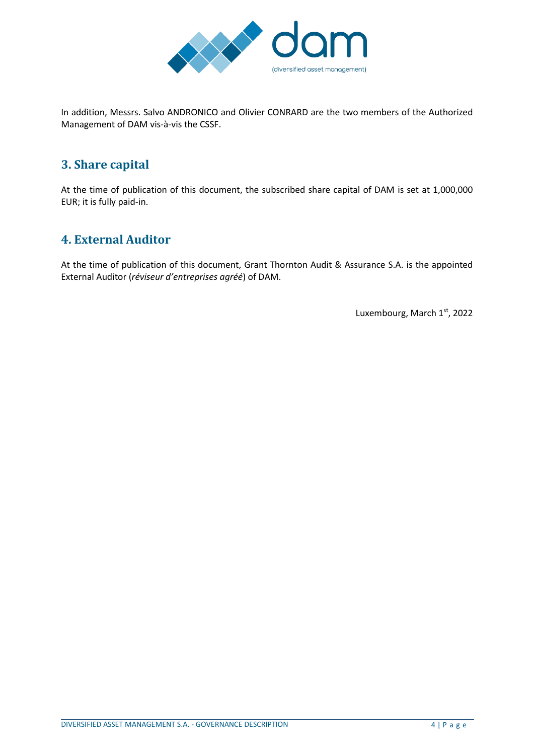In addition, Messrs. Salvo ANDRONICO and Olivier CONRARD are the two members of the Authorized Management of DAM vis-à-vis the CSSF.

## 3. Share capital

At the time of publication of this document, the subscribed share capital of DAM is set at 1,000,000 EUR; it is fully paid-in.

## 4. External Auditor

At the time of publication of this document, Grant Thornton Audit & Assurance S.A. is the appointed External Auditor (*réviseur d'entreprises agréé*) of DAM.

Luxembourg, March 1st, 2022